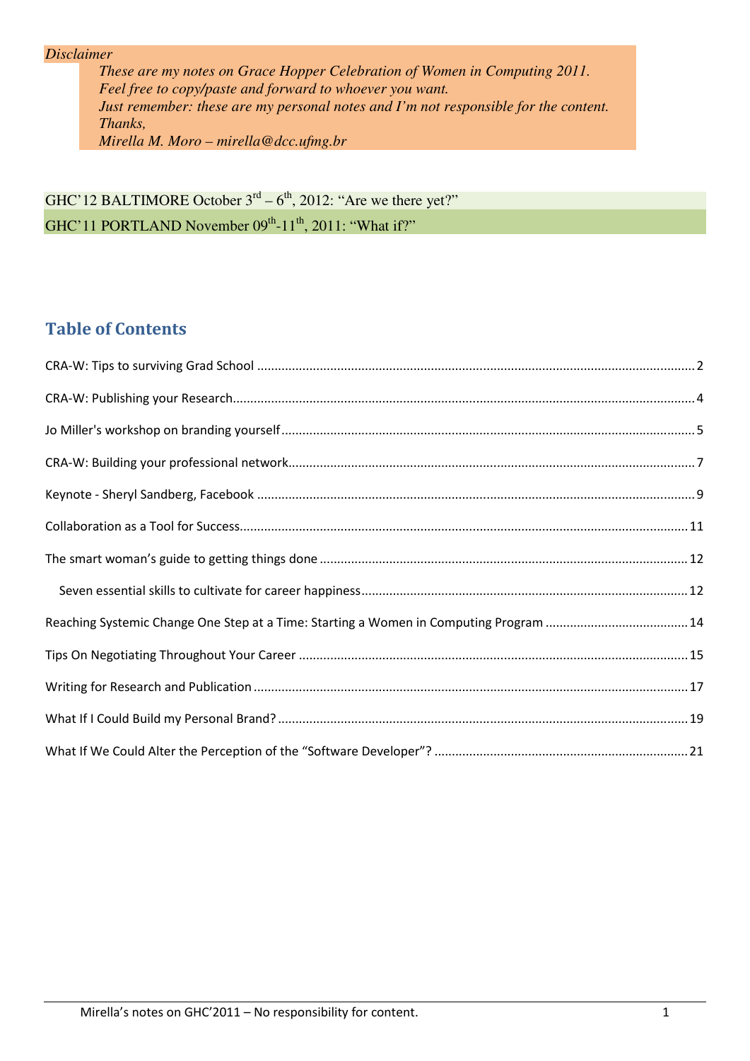*Disclaimer*

*These are my notes on Grace Hopper Celebration of Women in Computing 2011.*
*Feel free to copy/paste and forward to whoever you want.*
*Just remember: these are my personal notes and I'm not responsible for the content.*
*Thanks,*
*Mirella M. Moro – mirella@dcc.ufmg.br*

GHC'12 BALTIMORE October 3rd – 6th, 2012: "Are we there yet?"

GHC'11 PORTLAND November 09th-11th, 2011: "What if?"

## Table of Contents

CRA-W: Tips to surviving Grad School ..... 2

CRA-W: Publishing your Research ..... 4

Jo Miller's workshop on branding yourself ..... 5

CRA-W: Building your professional network ..... 7

Keynote - Sheryl Sandberg, Facebook ..... 9

Collaboration as a Tool for Success ..... 11

The smart woman's guide to getting things done ..... 12

- Seven essential skills to cultivate for career happiness ..... 12

Reaching Systemic Change One Step at a Time: Starting a Women in Computing Program ..... 14

Tips On Negotiating Throughout Your Career ..... 15

Writing for Research and Publication ..... 17

What If I Could Build my Personal Brand? ..... 19

What If We Could Alter the Perception of the "Software Developer"? ..... 21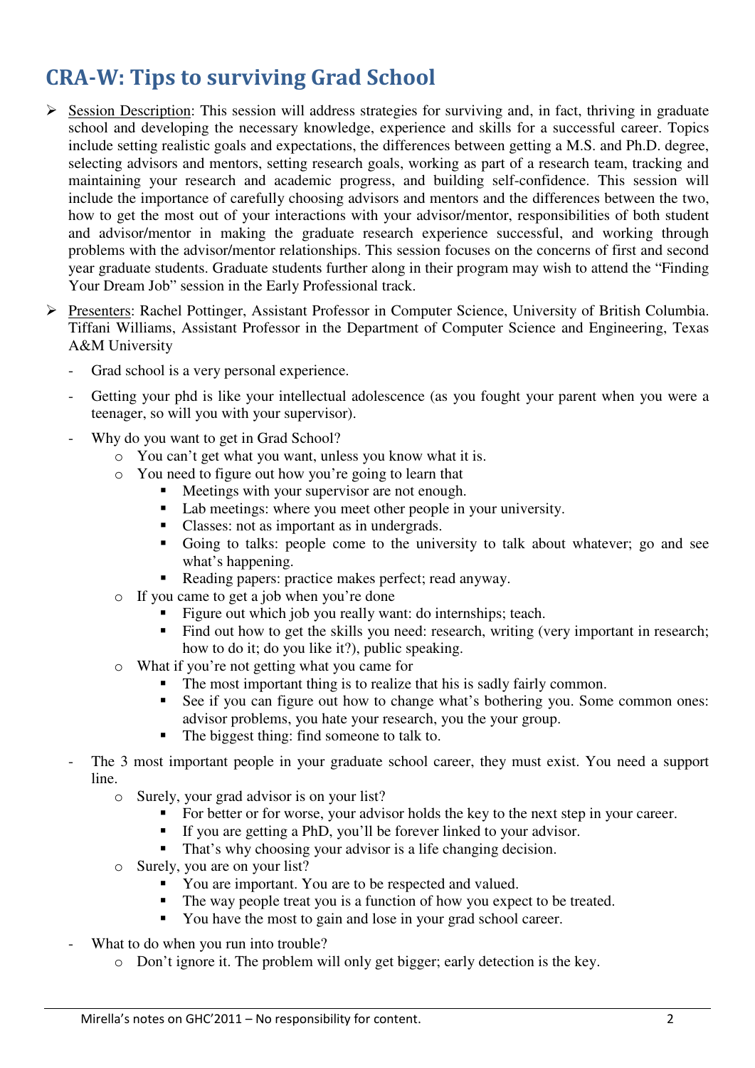# CRA-W: Tips to surviving Grad School

- Session Description: This session will address strategies for surviving and, in fact, thriving in graduate school and developing the necessary knowledge, experience and skills for a successful career. Topics include setting realistic goals and expectations, the differences between getting a M.S. and Ph.D. degree, selecting advisors and mentors, setting research goals, working as part of a research team, tracking and maintaining your research and academic progress, and building self-confidence. This session will include the importance of carefully choosing advisors and mentors and the differences between the two, how to get the most out of your interactions with your advisor/mentor, responsibilities of both student and advisor/mentor in making the graduate research experience successful, and working through problems with the advisor/mentor relationships. This session focuses on the concerns of first and second year graduate students. Graduate students further along in their program may wish to attend the "Finding Your Dream Job" session in the Early Professional track.
- Presenters: Rachel Pottinger, Assistant Professor in Computer Science, University of British Columbia. Tiffani Williams, Assistant Professor in the Department of Computer Science and Engineering, Texas A&M University
  - Grad school is a very personal experience.
  - Getting your phd is like your intellectual adolescence (as you fought your parent when you were a teenager, so will you with your supervisor).
  - Why do you want to get in Grad School?
    - You can't get what you want, unless you know what it is.
    - You need to figure out how you're going to learn that
      - Meetings with your supervisor are not enough.
      - Lab meetings: where you meet other people in your university.
      - Classes: not as important as in undergrads.
      - Going to talks: people come to the university to talk about whatever; go and see what's happening.
      - Reading papers: practice makes perfect; read anyway.
    - If you came to get a job when you're done
      - Figure out which job you really want: do internships; teach.
      - Find out how to get the skills you need: research, writing (very important in research; how to do it; do you like it?), public speaking.
    - What if you're not getting what you came for
      - The most important thing is to realize that his is sadly fairly common.
      - See if you can figure out how to change what's bothering you. Some common ones: advisor problems, you hate your research, you the your group.
      - The biggest thing: find someone to talk to.
  - The 3 most important people in your graduate school career, they must exist. You need a support line.
    - Surely, your grad advisor is on your list?
      - For better or for worse, your advisor holds the key to the next step in your career.
      - If you are getting a PhD, you'll be forever linked to your advisor.
      - That's why choosing your advisor is a life changing decision.
    - Surely, you are on your list?
      - You are important. You are to be respected and valued.
      - The way people treat you is a function of how you expect to be treated.
      - You have the most to gain and lose in your grad school career.
  - What to do when you run into trouble?
    - Don't ignore it. The problem will only get bigger; early detection is the key.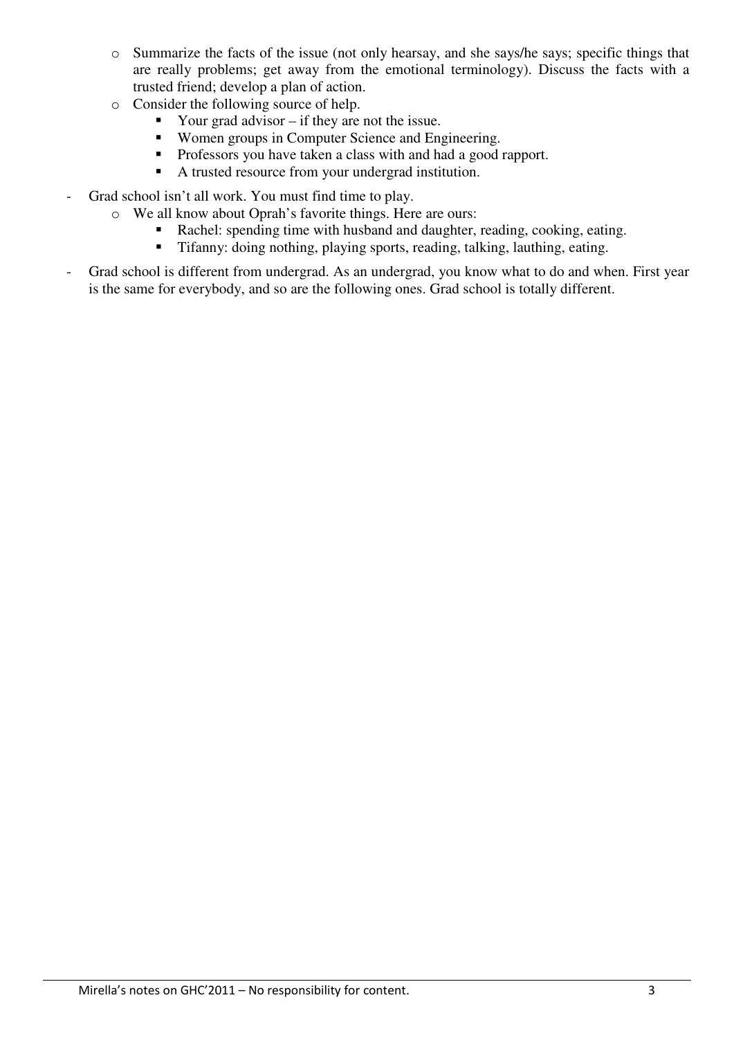- Summarize the facts of the issue (not only hearsay, and she says/he says; specific things that are really problems; get away from the emotional terminology). Discuss the facts with a trusted friend; develop a plan of action.
    - Consider the following source of help.
        - Your grad advisor – if they are not the issue.
        - Women groups in Computer Science and Engineering.
        - Professors you have taken a class with and had a good rapport.
        - A trusted resource from your undergrad institution.
- Grad school isn't all work. You must find time to play.
    - We all know about Oprah's favorite things. Here are ours:
        - Rachel: spending time with husband and daughter, reading, cooking, eating.
        - Tifanny: doing nothing, playing sports, reading, talking, lauthing, eating.
- Grad school is different from undergrad. As an undergrad, you know what to do and when. First year is the same for everybody, and so are the following ones. Grad school is totally different.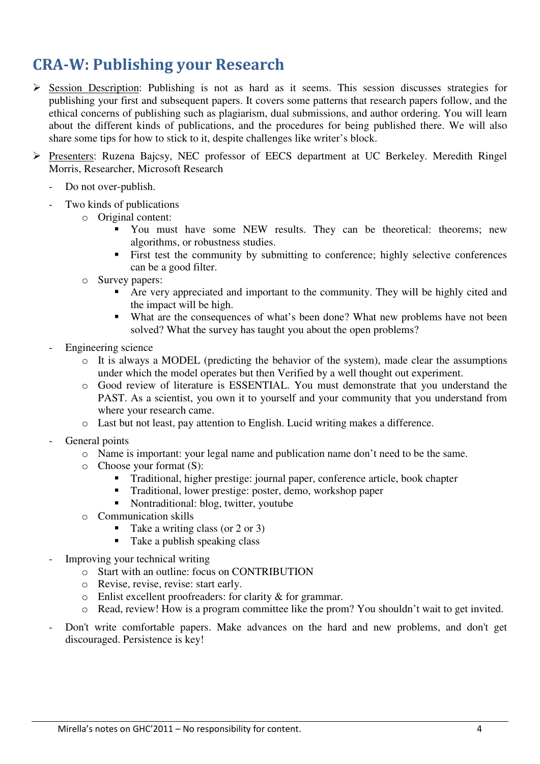# CRA-W: Publishing your Research

- <u>Session Description</u>: Publishing is not as hard as it seems. This session discusses strategies for publishing your first and subsequent papers. It covers some patterns that research papers follow, and the ethical concerns of publishing such as plagiarism, dual submissions, and author ordering. You will learn about the different kinds of publications, and the procedures for being published there. We will also share some tips for how to stick to it, despite challenges like writer's block.
- <u>Presenters</u>: Ruzena Bajcsy, NEC professor of EECS department at UC Berkeley. Meredith Ringel Morris, Researcher, Microsoft Research
  - Do not over-publish.
  - Two kinds of publications
    - Original content:
      - You must have some NEW results. They can be theoretical: theorems; new algorithms, or robustness studies.
      - First test the community by submitting to conference; highly selective conferences can be a good filter.
    - Survey papers:
      - Are very appreciated and important to the community. They will be highly cited and the impact will be high.
      - What are the consequences of what's been done? What new problems have not been solved? What the survey has taught you about the open problems?
  - Engineering science
    - It is always a MODEL (predicting the behavior of the system), made clear the assumptions under which the model operates but then Verified by a well thought out experiment.
    - Good review of literature is ESSENTIAL. You must demonstrate that you understand the PAST. As a scientist, you own it to yourself and your community that you understand from where your research came.
    - Last but not least, pay attention to English. Lucid writing makes a difference.
  - General points
    - Name is important: your legal name and publication name don't need to be the same.
    - Choose your format (S):
      - Traditional, higher prestige: journal paper, conference article, book chapter
      - Traditional, lower prestige: poster, demo, workshop paper
      - Nontraditional: blog, twitter, youtube
    - Communication skills
      - Take a writing class (or 2 or 3)
      - Take a publish speaking class
  - Improving your technical writing
    - Start with an outline: focus on CONTRIBUTION
    - Revise, revise, revise: start early.
    - Enlist excellent proofreaders: for clarity & for grammar.
    - Read, review! How is a program committee like the prom? You shouldn't wait to get invited.
  - Don't write comfortable papers. Make advances on the hard and new problems, and don't get discouraged. Persistence is key!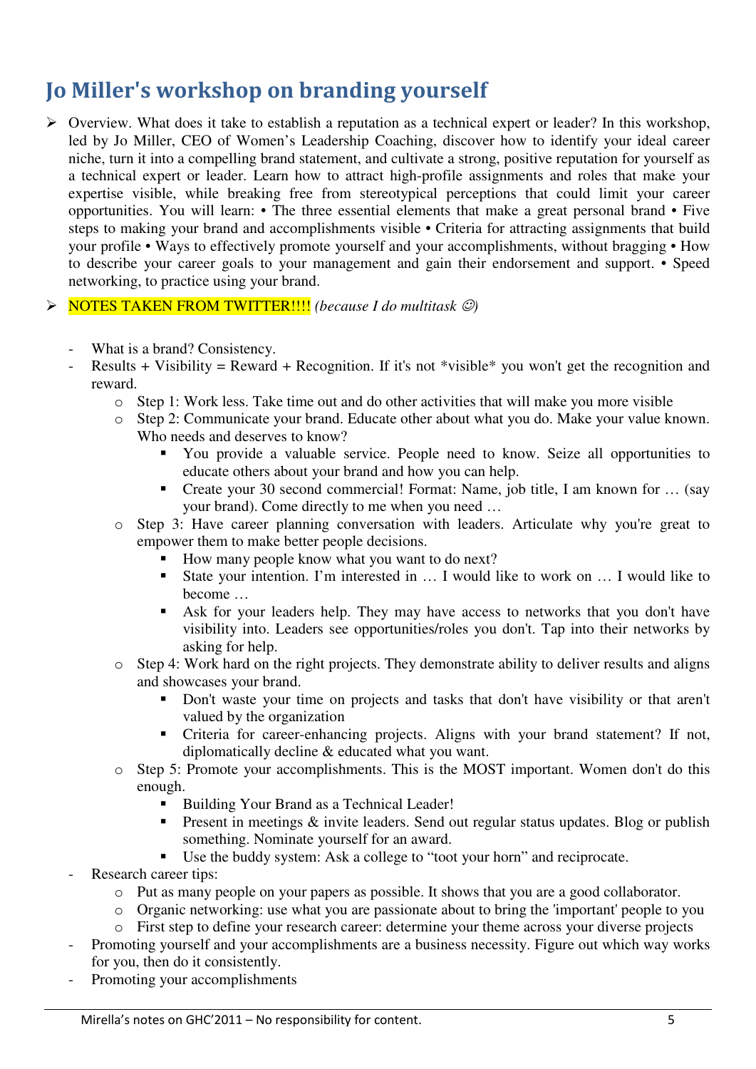## Jo Miller's workshop on branding yourself

- Overview. What does it take to establish a reputation as a technical expert or leader? In this workshop, led by Jo Miller, CEO of Women's Leadership Coaching, discover how to identify your ideal career niche, turn it into a compelling brand statement, and cultivate a strong, positive reputation for yourself as a technical expert or leader. Learn how to attract high-profile assignments and roles that make your expertise visible, while breaking free from stereotypical perceptions that could limit your career opportunities. You will learn: • The three essential elements that make a great personal brand • Five steps to making your brand and accomplishments visible • Criteria for attracting assignments that build your profile • Ways to effectively promote yourself and your accomplishments, without bragging • How to describe your career goals to your management and gain their endorsement and support. • Speed networking, to practice using your brand.
- NOTES TAKEN FROM TWITTER!!!! *(because I do multitask ☺)*

  - What is a brand? Consistency.
  - Results + Visibility = Reward + Recognition. If it's not *visible* you won't get the recognition and reward.
    - Step 1: Work less. Take time out and do other activities that will make you more visible
    - Step 2: Communicate your brand. Educate other about what you do. Make your value known. Who needs and deserves to know?
      - You provide a valuable service. People need to know. Seize all opportunities to educate others about your brand and how you can help.
      - Create your 30 second commercial! Format: Name, job title, I am known for … (say your brand). Come directly to me when you need …
    - Step 3: Have career planning conversation with leaders. Articulate why you're great to empower them to make better people decisions.
      - How many people know what you want to do next?
      - State your intention. I'm interested in … I would like to work on … I would like to become …
      - Ask for your leaders help. They may have access to networks that you don't have visibility into. Leaders see opportunities/roles you don't. Tap into their networks by asking for help.
    - Step 4: Work hard on the right projects. They demonstrate ability to deliver results and aligns and showcases your brand.
      - Don't waste your time on projects and tasks that don't have visibility or that aren't valued by the organization
      - Criteria for career-enhancing projects. Aligns with your brand statement? If not, diplomatically decline & educated what you want.
    - Step 5: Promote your accomplishments. This is the MOST important. Women don't do this enough.
      - Building Your Brand as a Technical Leader!
      - Present in meetings & invite leaders. Send out regular status updates. Blog or publish something. Nominate yourself for an award.
      - Use the buddy system: Ask a college to "toot your horn" and reciprocate.
  - Research career tips:
    - Put as many people on your papers as possible. It shows that you are a good collaborator.
    - Organic networking: use what you are passionate about to bring the 'important' people to you
    - First step to define your research career: determine your theme across your diverse projects
  - Promoting yourself and your accomplishments are a business necessity. Figure out which way works for you, then do it consistently.
  - Promoting your accomplishments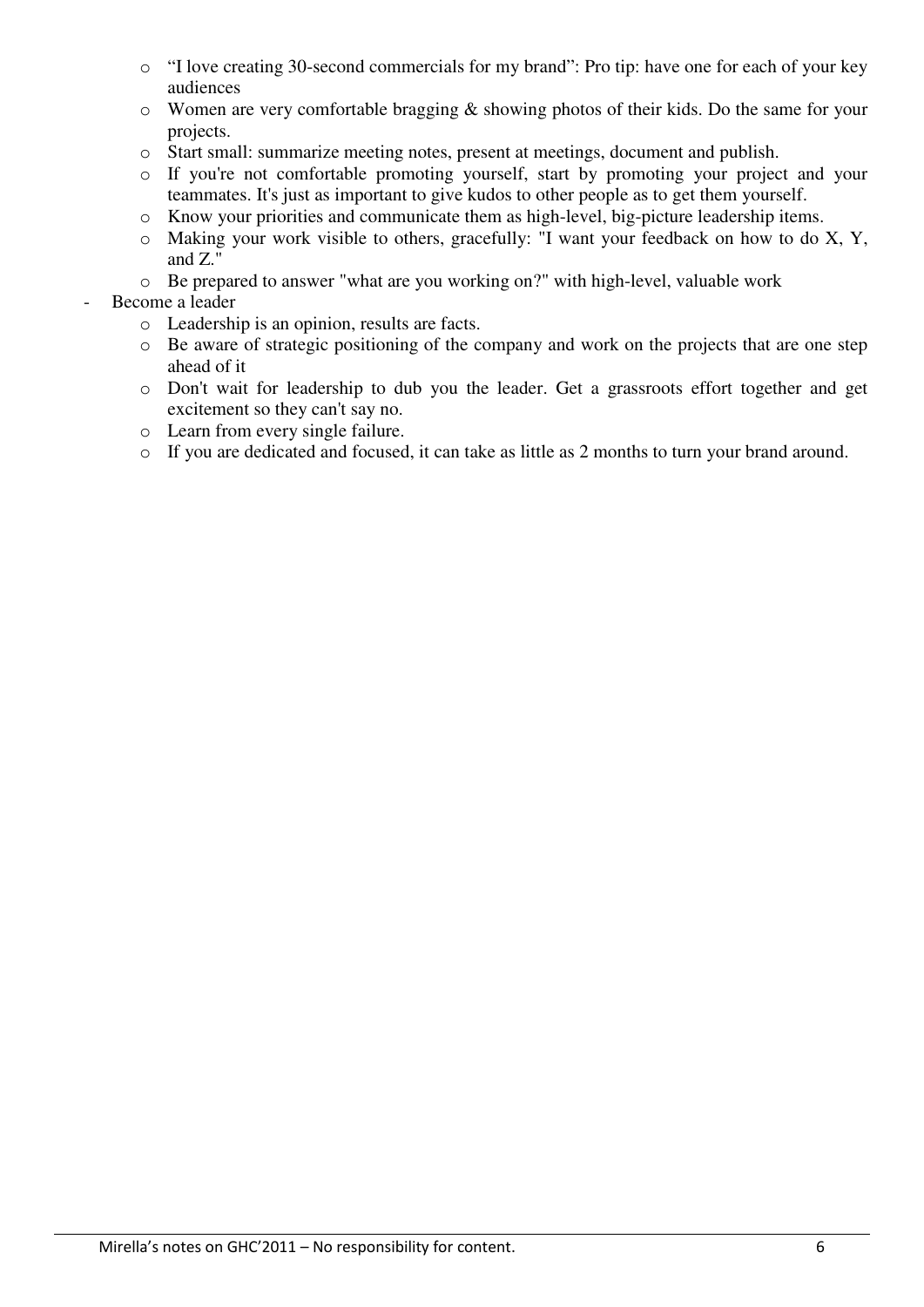- “I love creating 30-second commercials for my brand”: Pro tip: have one for each of your key audiences
  - Women are very comfortable bragging & showing photos of their kids. Do the same for your projects.
  - Start small: summarize meeting notes, present at meetings, document and publish.
  - If you're not comfortable promoting yourself, start by promoting your project and your teammates. It's just as important to give kudos to other people as to get them yourself.
  - Know your priorities and communicate them as high-level, big-picture leadership items.
  - Making your work visible to others, gracefully: "I want your feedback on how to do X, Y, and Z."
  - Be prepared to answer "what are you working on?" with high-level, valuable work
- Become a leader
  - Leadership is an opinion, results are facts.
  - Be aware of strategic positioning of the company and work on the projects that are one step ahead of it
  - Don't wait for leadership to dub you the leader. Get a grassroots effort together and get excitement so they can't say no.
  - Learn from every single failure.
  - If you are dedicated and focused, it can take as little as 2 months to turn your brand around.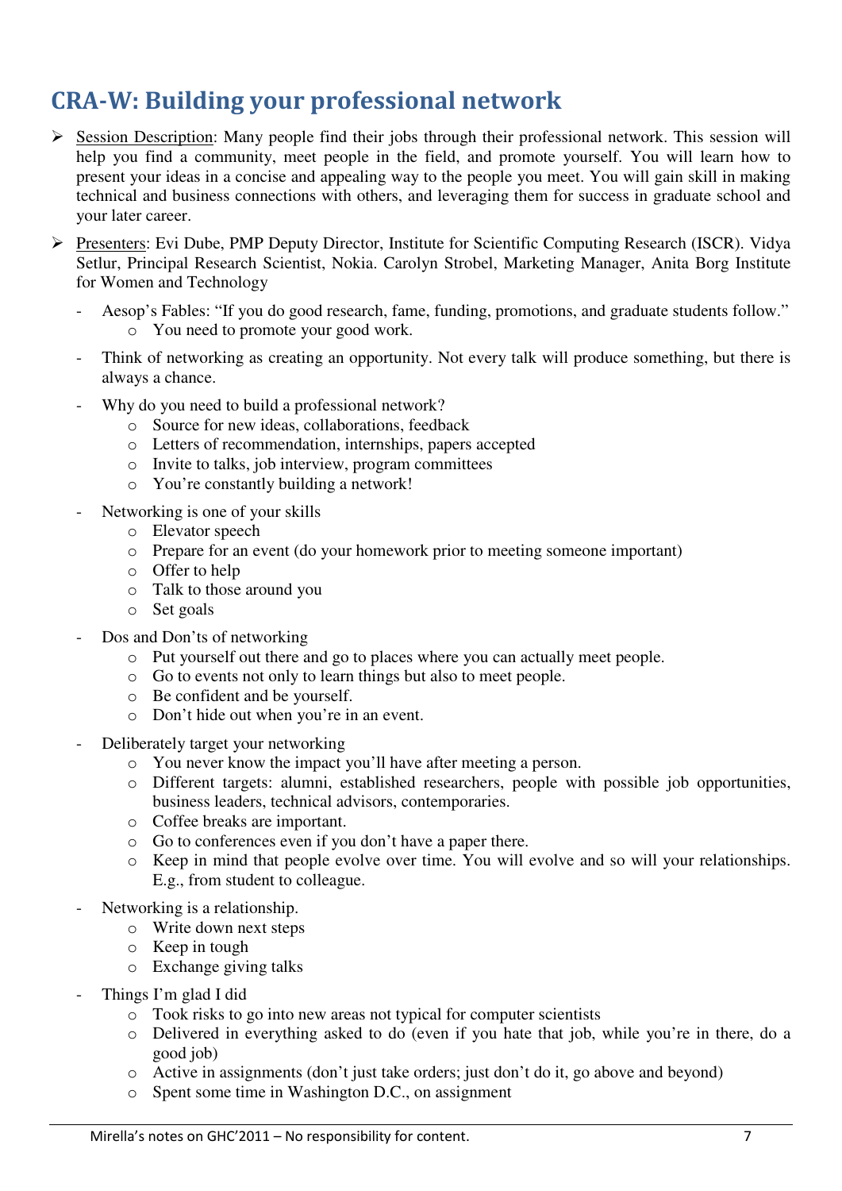# CRA-W: Building your professional network

- Session Description: Many people find their jobs through their professional network. This session will help you find a community, meet people in the field, and promote yourself. You will learn how to present your ideas in a concise and appealing way to the people you meet. You will gain skill in making technical and business connections with others, and leveraging them for success in graduate school and your later career.
- Presenters: Evi Dube, PMP Deputy Director, Institute for Scientific Computing Research (ISCR). Vidya Setlur, Principal Research Scientist, Nokia. Carolyn Strobel, Marketing Manager, Anita Borg Institute for Women and Technology
  - Aesop's Fables: "If you do good research, fame, funding, promotions, and graduate students follow."
    - You need to promote your good work.
  - Think of networking as creating an opportunity. Not every talk will produce something, but there is always a chance.
  - Why do you need to build a professional network?
    - Source for new ideas, collaborations, feedback
    - Letters of recommendation, internships, papers accepted
    - Invite to talks, job interview, program committees
    - You're constantly building a network!
  - Networking is one of your skills
    - Elevator speech
    - Prepare for an event (do your homework prior to meeting someone important)
    - Offer to help
    - Talk to those around you
    - Set goals
  - Dos and Don'ts of networking
    - Put yourself out there and go to places where you can actually meet people.
    - Go to events not only to learn things but also to meet people.
    - Be confident and be yourself.
    - Don't hide out when you're in an event.
  - Deliberately target your networking
    - You never know the impact you'll have after meeting a person.
    - Different targets: alumni, established researchers, people with possible job opportunities, business leaders, technical advisors, contemporaries.
    - Coffee breaks are important.
    - Go to conferences even if you don't have a paper there.
    - Keep in mind that people evolve over time. You will evolve and so will your relationships. E.g., from student to colleague.
  - Networking is a relationship.
    - Write down next steps
    - Keep in tough
    - Exchange giving talks
  - Things I'm glad I did
    - Took risks to go into new areas not typical for computer scientists
    - Delivered in everything asked to do (even if you hate that job, while you're in there, do a good job)
    - Active in assignments (don't just take orders; just don't do it, go above and beyond)
    - Spent some time in Washington D.C., on assignment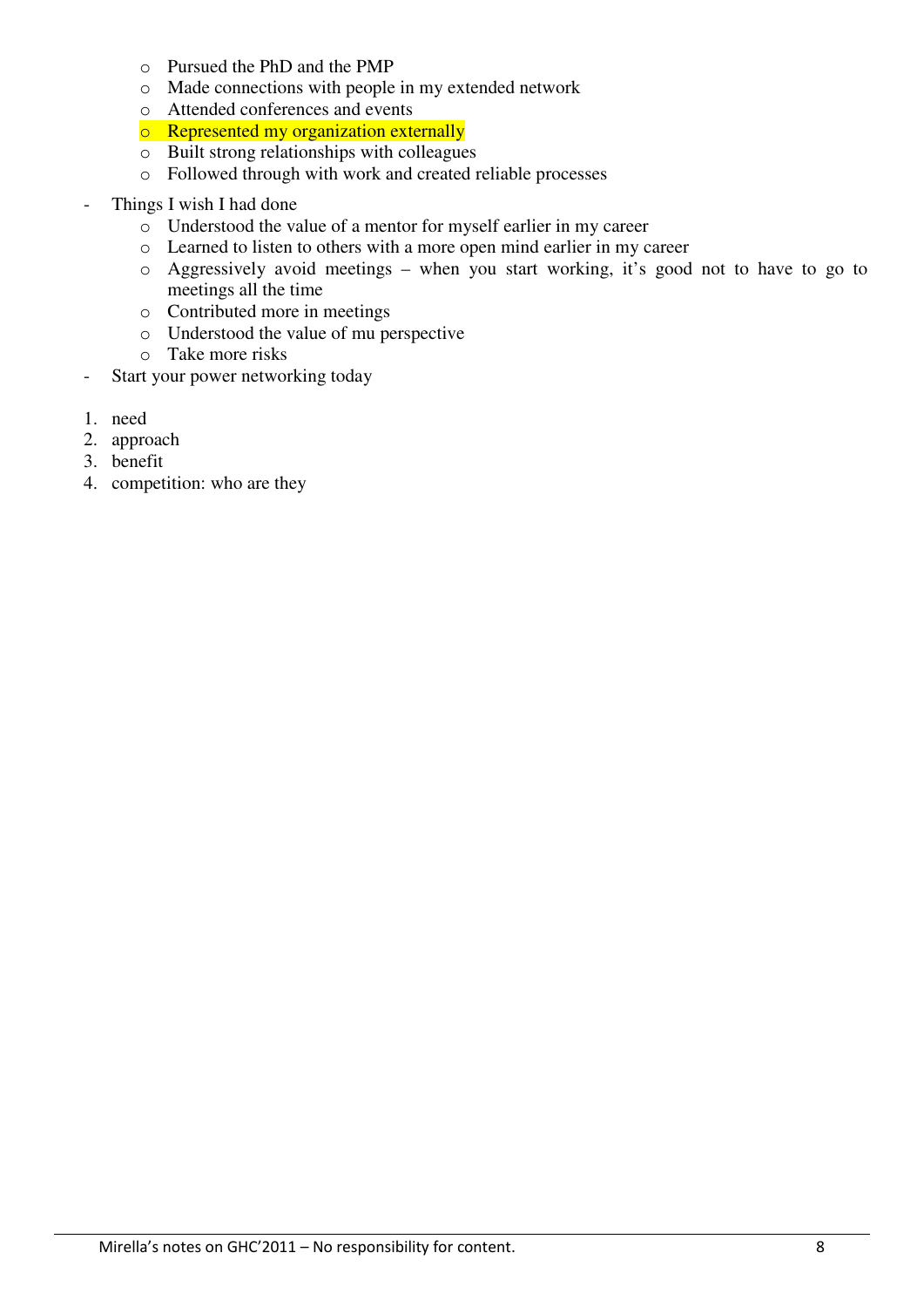- Pursued the PhD and the PMP
  - Made connections with people in my extended network
  - Attended conferences and events
  - Represented my organization externally
  - Built strong relationships with colleagues
  - Followed through with work and created reliable processes
- Things I wish I had done
  - Understood the value of a mentor for myself earlier in my career
  - Learned to listen to others with a more open mind earlier in my career
  - Aggressively avoid meetings – when you start working, it's good not to have to go to meetings all the time
  - Contributed more in meetings
  - Understood the value of mu perspective
  - Take more risks
- Start your power networking today

1. need
2. approach
3. benefit
4. competition: who are they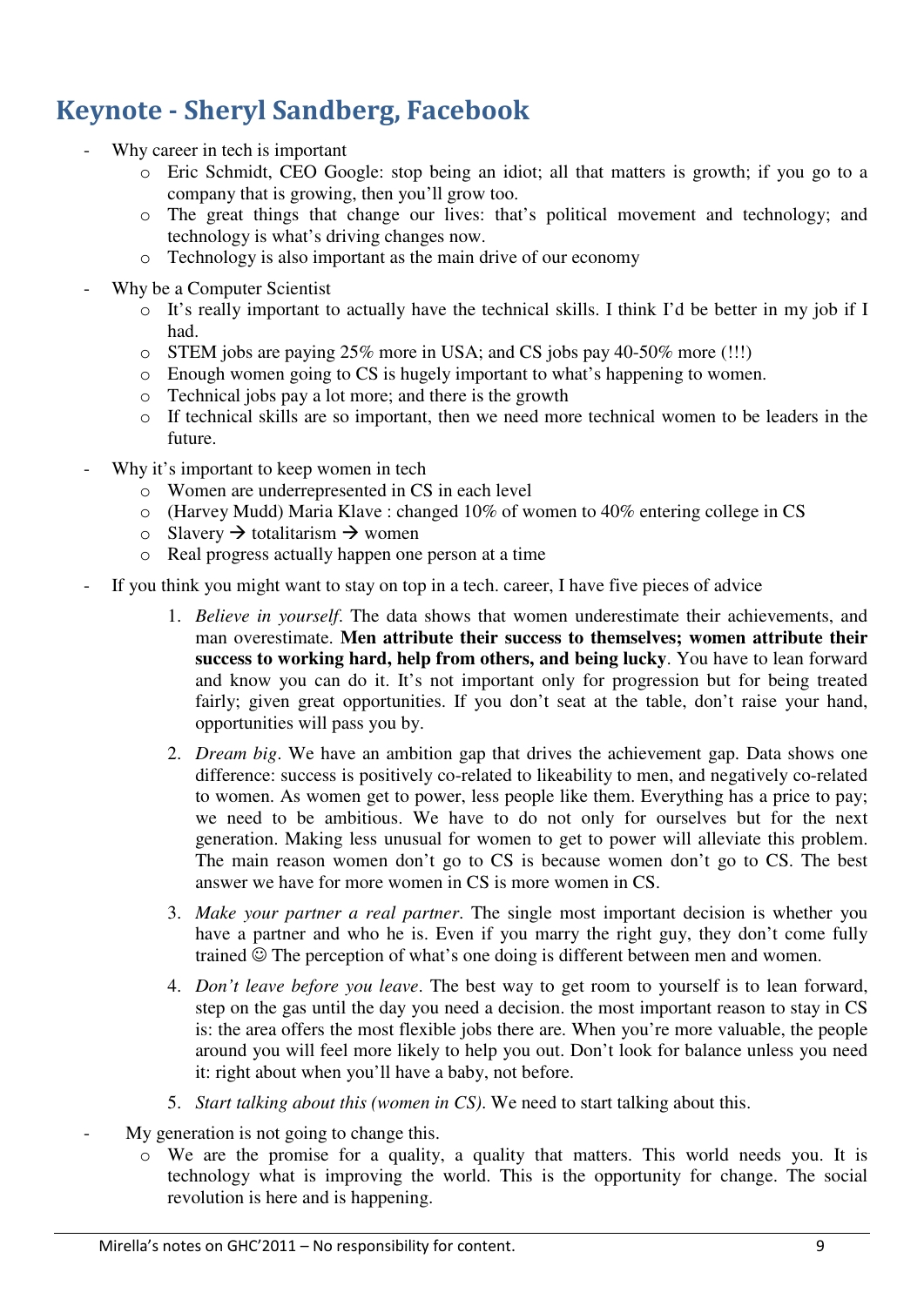## Keynote - Sheryl Sandberg, Facebook

- Why career in tech is important
  - Eric Schmidt, CEO Google: stop being an idiot; all that matters is growth; if you go to a company that is growing, then you'll grow too.
  - The great things that change our lives: that's political movement and technology; and technology is what's driving changes now.
  - Technology is also important as the main drive of our economy
- Why be a Computer Scientist
  - It's really important to actually have the technical skills. I think I'd be better in my job if I had.
  - STEM jobs are paying 25% more in USA; and CS jobs pay 40-50% more (!!!)
  - Enough women going to CS is hugely important to what's happening to women.
  - Technical jobs pay a lot more; and there is the growth
  - If technical skills are so important, then we need more technical women to be leaders in the future.
- Why it's important to keep women in tech
  - Women are underrepresented in CS in each level
  - (Harvey Mudd) Maria Klave : changed 10% of women to 40% entering college in CS
  - Slavery → totalitarism → women
  - Real progress actually happen one person at a time
- If you think you might want to stay on top in a tech. career, I have five pieces of advice
  1. *Believe in yourself*. The data shows that women underestimate their achievements, and man overestimate. **Men attribute their success to themselves; women attribute their success to working hard, help from others, and being lucky**. You have to lean forward and know you can do it. It's not important only for progression but for being treated fairly; given great opportunities. If you don't seat at the table, don't raise your hand, opportunities will pass you by.
  2. *Dream big*. We have an ambition gap that drives the achievement gap. Data shows one difference: success is positively co-related to likeability to men, and negatively co-related to women. As women get to power, less people like them. Everything has a price to pay; we need to be ambitious. We have to do not only for ourselves but for the next generation. Making less unusual for women to get to power will alleviate this problem. The main reason women don't go to CS is because women don't go to CS. The best answer we have for more women in CS is more women in CS.
  3. *Make your partner a real partner*. The single most important decision is whether you have a partner and who he is. Even if you marry the right guy, they don't come fully trained ☺ The perception of what's one doing is different between men and women.
  4. *Don't leave before you leave*. The best way to get room to yourself is to lean forward, step on the gas until the day you need a decision. the most important reason to stay in CS is: the area offers the most flexible jobs there are. When you're more valuable, the people around you will feel more likely to help you out. Don't look for balance unless you need it: right about when you'll have a baby, not before.
  5. *Start talking about this (women in CS)*. We need to start talking about this.
- My generation is not going to change this.
  - We are the promise for a quality, a quality that matters. This world needs you. It is technology what is improving the world. This is the opportunity for change. The social revolution is here and is happening.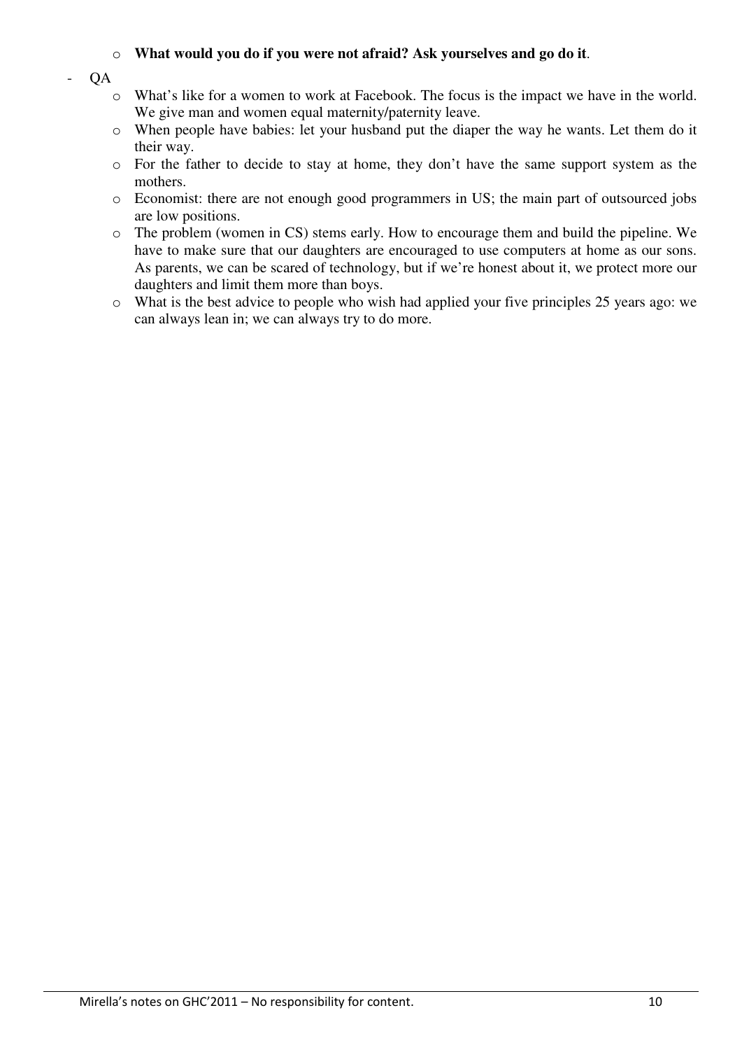- **What would you do if you were not afraid? Ask yourselves and go do it**.
- QA
  - What's like for a women to work at Facebook. The focus is the impact we have in the world. We give man and women equal maternity/paternity leave.
  - When people have babies: let your husband put the diaper the way he wants. Let them do it their way.
  - For the father to decide to stay at home, they don't have the same support system as the mothers.
  - Economist: there are not enough good programmers in US; the main part of outsourced jobs are low positions.
  - The problem (women in CS) stems early. How to encourage them and build the pipeline. We have to make sure that our daughters are encouraged to use computers at home as our sons. As parents, we can be scared of technology, but if we're honest about it, we protect more our daughters and limit them more than boys.
  - What is the best advice to people who wish had applied your five principles 25 years ago: we can always lean in; we can always try to do more.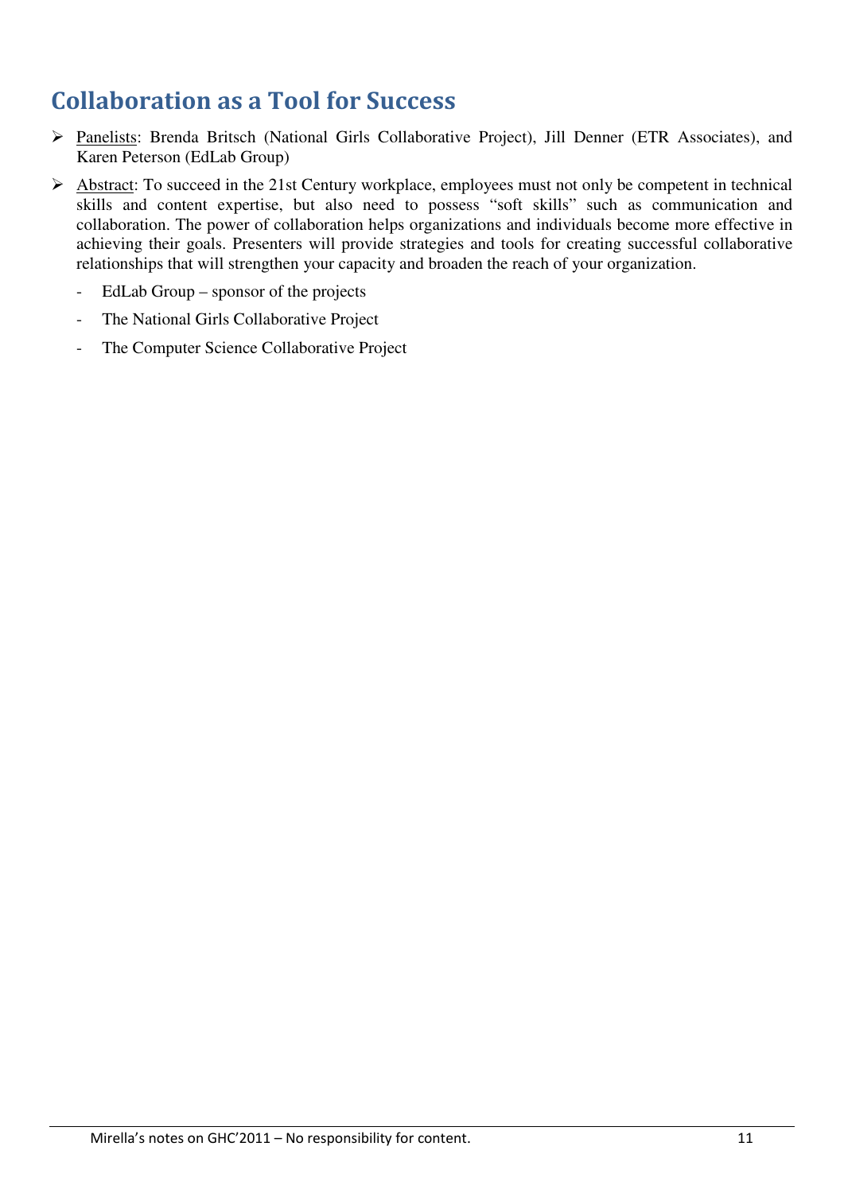## Collaboration as a Tool for Success

- Panelists: Brenda Britsch (National Girls Collaborative Project), Jill Denner (ETR Associates), and Karen Peterson (EdLab Group)
- Abstract: To succeed in the 21st Century workplace, employees must not only be competent in technical skills and content expertise, but also need to possess "soft skills" such as communication and collaboration. The power of collaboration helps organizations and individuals become more effective in achieving their goals. Presenters will provide strategies and tools for creating successful collaborative relationships that will strengthen your capacity and broaden the reach of your organization.
  - EdLab Group – sponsor of the projects
  - The National Girls Collaborative Project
  - The Computer Science Collaborative Project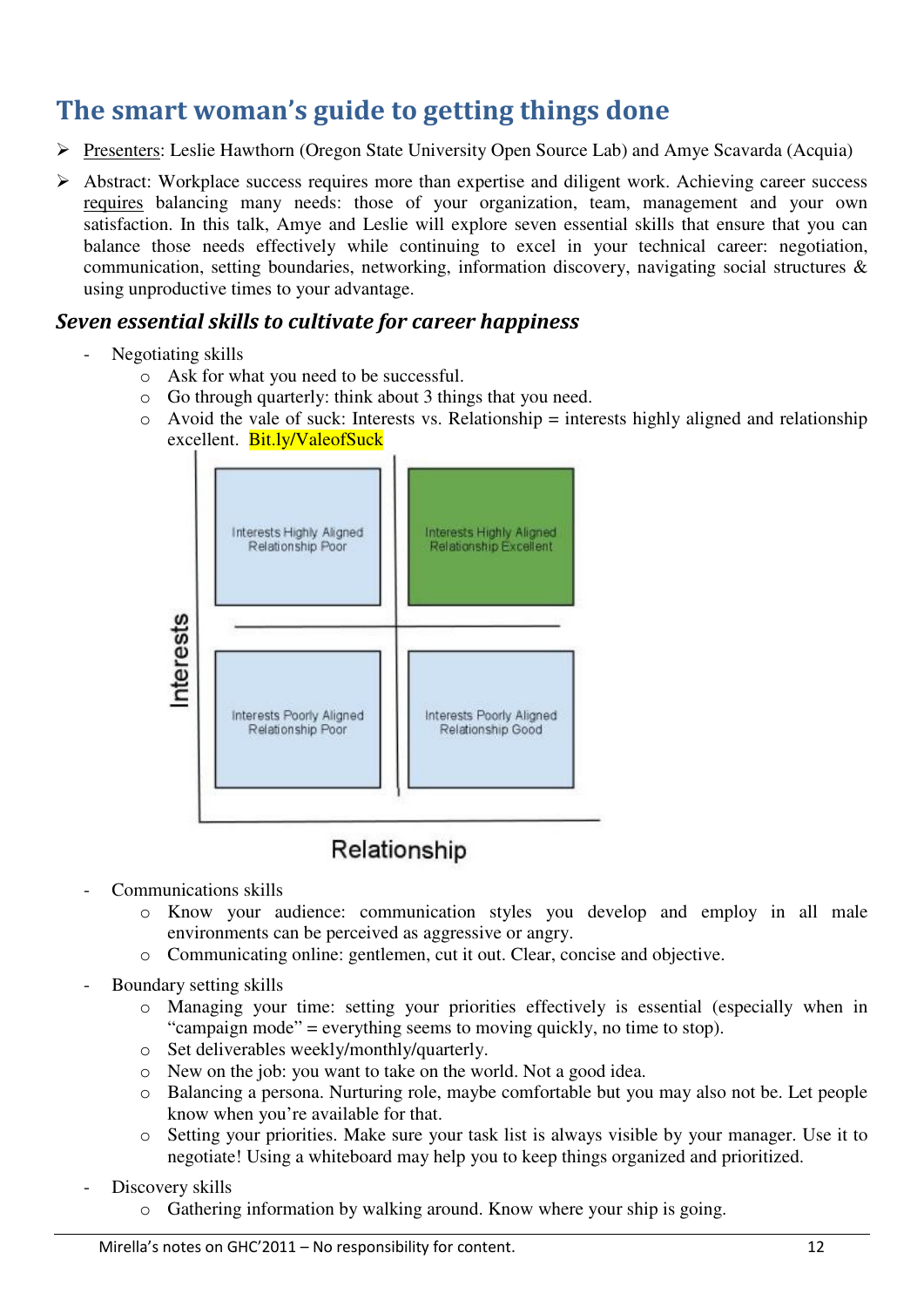# The smart woman's guide to getting things done

- Presenters: Leslie Hawthorn (Oregon State University Open Source Lab) and Amye Scavarda (Acquia)
- Abstract: Workplace success requires more than expertise and diligent work. Achieving career success requires balancing many needs: those of your organization, team, management and your own satisfaction. In this talk, Amye and Leslie will explore seven essential skills that ensure that you can balance those needs effectively while continuing to excel in your technical career: negotiation, communication, setting boundaries, networking, information discovery, navigating social structures & using unproductive times to your advantage.

## *Seven essential skills to cultivate for career happiness*

- Negotiating skills
  - Ask for what you need to be successful.
  - Go through quarterly: think about 3 things that you need.
  - Avoid the vale of suck: Interests vs. Relationship = interests highly aligned and relationship excellent. Bit.ly/ValeofSuck

Interests Highly Aligned Relationship Poor

Interests Highly Aligned Relationship Excellent

Interests Poorly Aligned Relationship Poor

Interests Poorly Aligned Relationship Good

Interests

Relationship

- Communications skills
  - Know your audience: communication styles you develop and employ in all male environments can be perceived as aggressive or angry.
  - Communicating online: gentlemen, cut it out. Clear, concise and objective.
- Boundary setting skills
  - Managing your time: setting your priorities effectively is essential (especially when in "campaign mode" = everything seems to moving quickly, no time to stop).
  - Set deliverables weekly/monthly/quarterly.
  - New on the job: you want to take on the world. Not a good idea.
  - Balancing a persona. Nurturing role, maybe comfortable but you may also not be. Let people know when you're available for that.
  - Setting your priorities. Make sure your task list is always visible by your manager. Use it to negotiate! Using a whiteboard may help you to keep things organized and prioritized.
- Discovery skills
  - Gathering information by walking around. Know where your ship is going.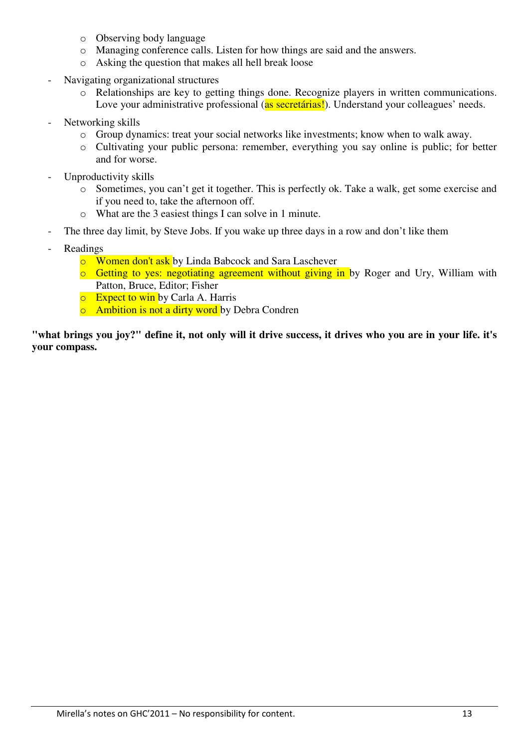- Observing body language
  - Managing conference calls. Listen for how things are said and the answers.
  - Asking the question that makes all hell break loose
- Navigating organizational structures
  - Relationships are key to getting things done. Recognize players in written communications. Love your administrative professional (as secretárias!). Understand your colleagues' needs.
- Networking skills
  - Group dynamics: treat your social networks like investments; know when to walk away.
  - Cultivating your public persona: remember, everything you say online is public; for better and for worse.
- Unproductivity skills
  - Sometimes, you can't get it together. This is perfectly ok. Take a walk, get some exercise and if you need to, take the afternoon off.
  - What are the 3 easiest things I can solve in 1 minute.
- The three day limit, by Steve Jobs. If you wake up three days in a row and don't like them
- Readings
  - Women don't ask by Linda Babcock and Sara Laschever
  - Getting to yes: negotiating agreement without giving in by Roger and Ury, William with Patton, Bruce, Editor; Fisher
  - Expect to win by Carla A. Harris
  - Ambition is not a dirty word by Debra Condren

**"what brings you joy?" define it, not only will it drive success, it drives who you are in your life. it's your compass.**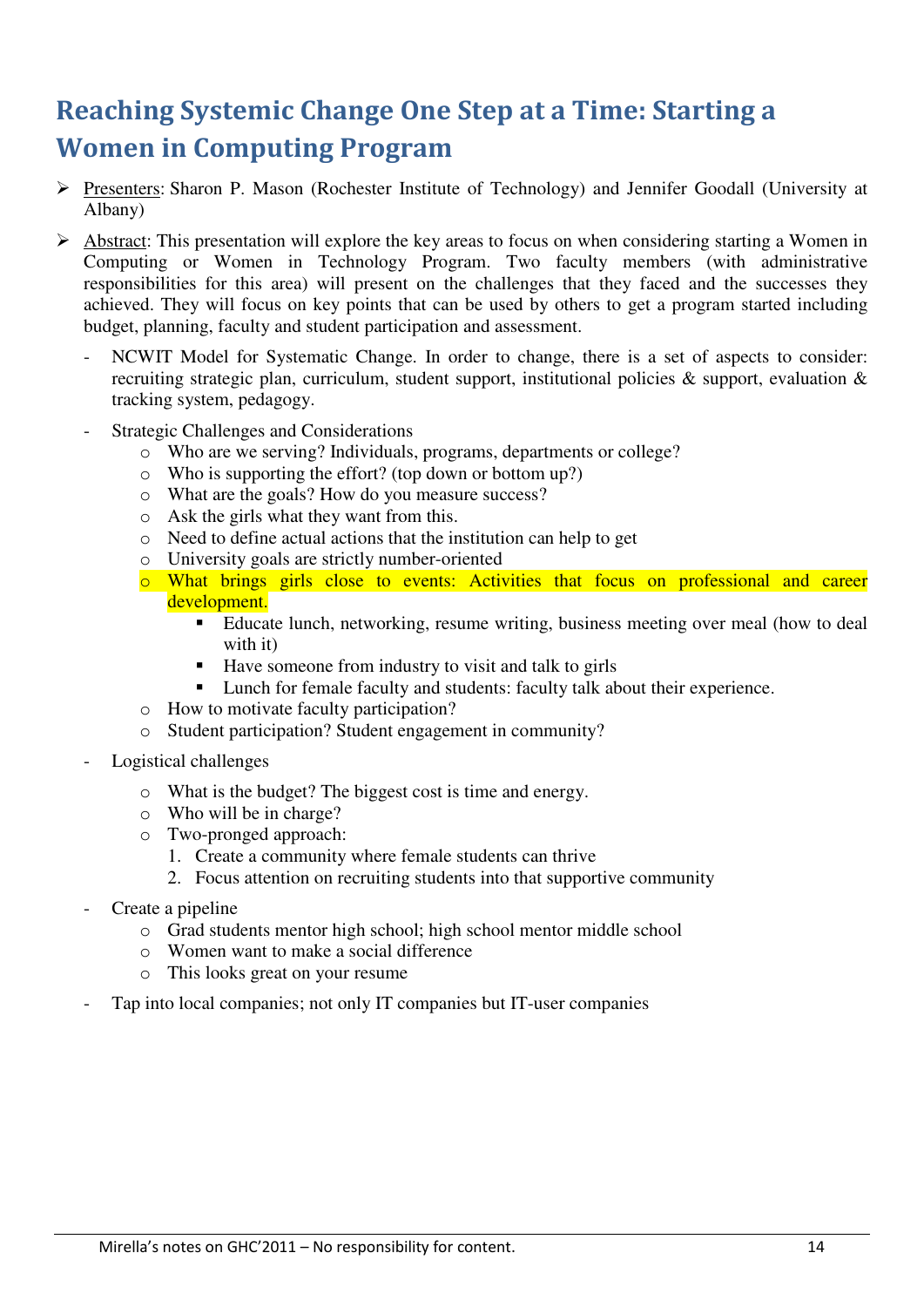## Reaching Systemic Change One Step at a Time: Starting a Women in Computing Program

- Presenters: Sharon P. Mason (Rochester Institute of Technology) and Jennifer Goodall (University at Albany)
- Abstract: This presentation will explore the key areas to focus on when considering starting a Women in Computing or Women in Technology Program. Two faculty members (with administrative responsibilities for this area) will present on the challenges that they faced and the successes they achieved. They will focus on key points that can be used by others to get a program started including budget, planning, faculty and student participation and assessment.
  - NCWIT Model for Systematic Change. In order to change, there is a set of aspects to consider: recruiting strategic plan, curriculum, student support, institutional policies & support, evaluation & tracking system, pedagogy.
  - Strategic Challenges and Considerations
    - Who are we serving? Individuals, programs, departments or college?
    - Who is supporting the effort? (top down or bottom up?)
    - What are the goals? How do you measure success?
    - Ask the girls what they want from this.
    - Need to define actual actions that the institution can help to get
    - University goals are strictly number-oriented
    - What brings girls close to events: Activities that focus on professional and career development.
      - Educate lunch, networking, resume writing, business meeting over meal (how to deal with it)
      - Have someone from industry to visit and talk to girls
      - Lunch for female faculty and students: faculty talk about their experience.
    - How to motivate faculty participation?
    - Student participation? Student engagement in community?
  - Logistical challenges
    - What is the budget? The biggest cost is time and energy.
    - Who will be in charge?
    - Two-pronged approach:
      1. Create a community where female students can thrive
      2. Focus attention on recruiting students into that supportive community
  - Create a pipeline
    - Grad students mentor high school; high school mentor middle school
    - Women want to make a social difference
    - This looks great on your resume
  - Tap into local companies; not only IT companies but IT-user companies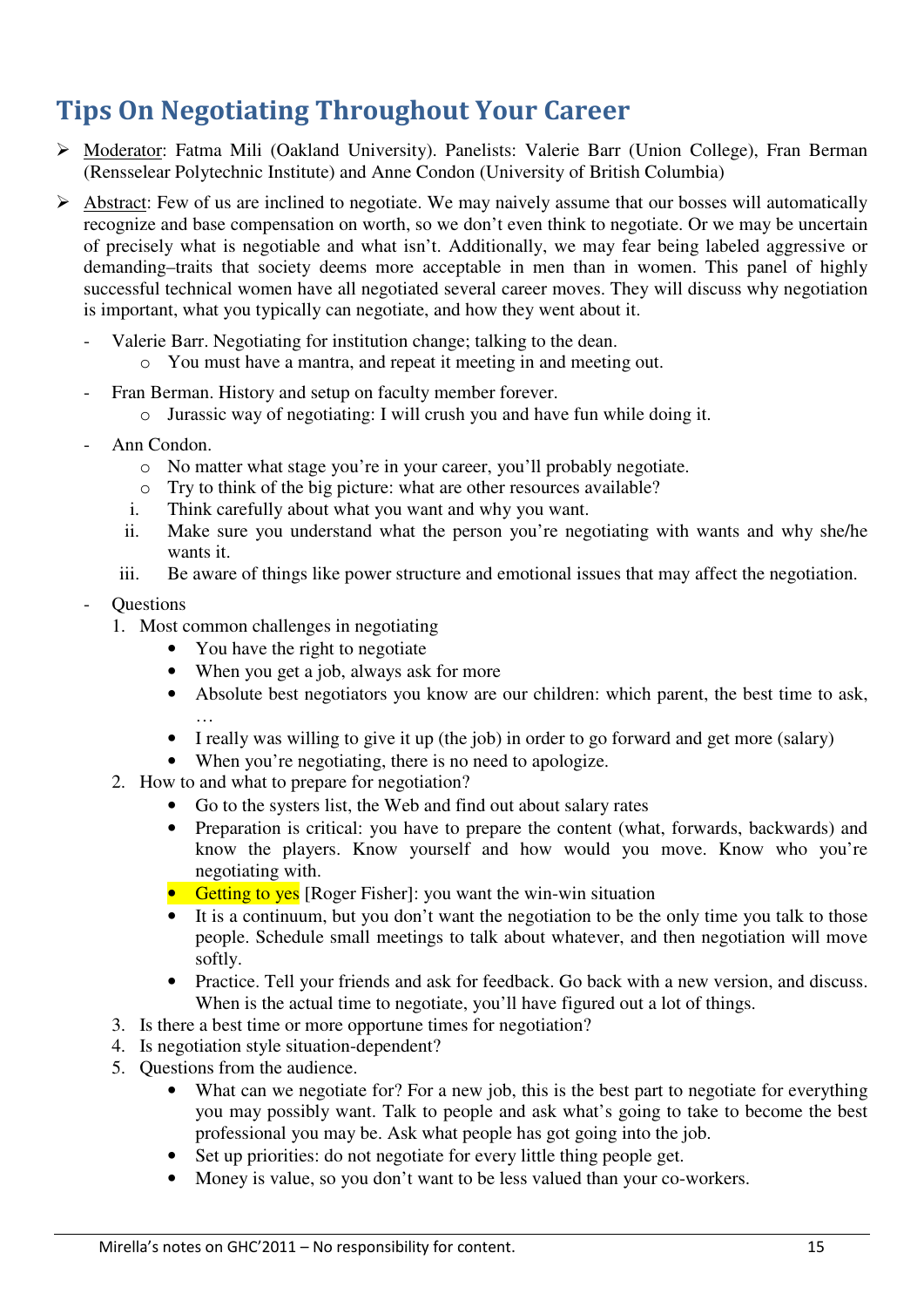# Tips On Negotiating Throughout Your Career

- Moderator: Fatma Mili (Oakland University). Panelists: Valerie Barr (Union College), Fran Berman (Rensselear Polytechnic Institute) and Anne Condon (University of British Columbia)
- Abstract: Few of us are inclined to negotiate. We may naively assume that our bosses will automatically recognize and base compensation on worth, so we don't even think to negotiate. Or we may be uncertain of precisely what is negotiable and what isn't. Additionally, we may fear being labeled aggressive or demanding–traits that society deems more acceptable in men than in women. This panel of highly successful technical women have all negotiated several career moves. They will discuss why negotiation is important, what you typically can negotiate, and how they went about it.
  - Valerie Barr. Negotiating for institution change; talking to the dean.
    - You must have a mantra, and repeat it meeting in and meeting out.
  - Fran Berman. History and setup on faculty member forever.
    - Jurassic way of negotiating: I will crush you and have fun while doing it.
  - Ann Condon.
    - No matter what stage you're in your career, you'll probably negotiate.
    - Try to think of the big picture: what are other resources available?
    - i. Think carefully about what you want and why you want.
    - ii. Make sure you understand what the person you're negotiating with wants and why she/he wants it.
    - iii. Be aware of things like power structure and emotional issues that may affect the negotiation.
  - Questions
    1. Most common challenges in negotiating
       - You have the right to negotiate
       - When you get a job, always ask for more
       - Absolute best negotiators you know are our children: which parent, the best time to ask, …
       - I really was willing to give it up (the job) in order to go forward and get more (salary)
       - When you're negotiating, there is no need to apologize.
    2. How to and what to prepare for negotiation?
       - Go to the systers list, the Web and find out about salary rates
       - Preparation is critical: you have to prepare the content (what, forwards, backwards) and know the players. Know yourself and how would you move. Know who you're negotiating with.
       - Getting to yes [Roger Fisher]: you want the win-win situation
       - It is a continuum, but you don't want the negotiation to be the only time you talk to those people. Schedule small meetings to talk about whatever, and then negotiation will move softly.
       - Practice. Tell your friends and ask for feedback. Go back with a new version, and discuss. When is the actual time to negotiate, you'll have figured out a lot of things.
    3. Is there a best time or more opportune times for negotiation?
    4. Is negotiation style situation-dependent?
    5. Questions from the audience.
       - What can we negotiate for? For a new job, this is the best part to negotiate for everything you may possibly want. Talk to people and ask what's going to take to become the best professional you may be. Ask what people has got going into the job.
       - Set up priorities: do not negotiate for every little thing people get.
       - Money is value, so you don't want to be less valued than your co-workers.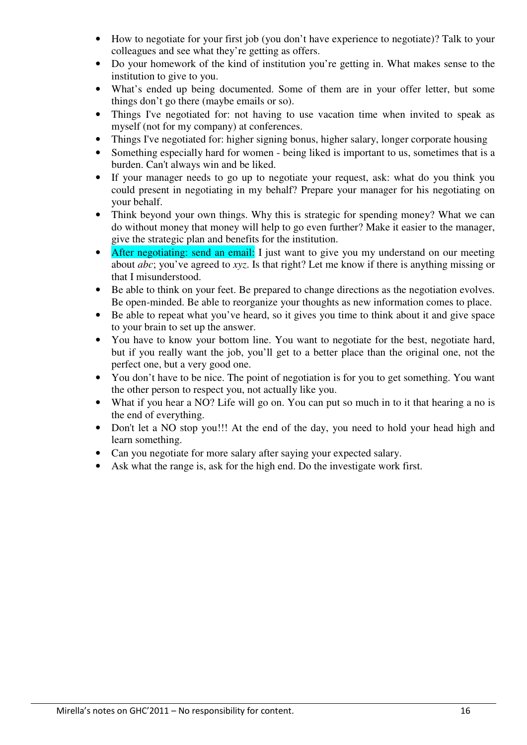- How to negotiate for your first job (you don't have experience to negotiate)? Talk to your colleagues and see what they're getting as offers.
- Do your homework of the kind of institution you're getting in. What makes sense to the institution to give to you.
- What's ended up being documented. Some of them are in your offer letter, but some things don't go there (maybe emails or so).
- Things I've negotiated for: not having to use vacation time when invited to speak as myself (not for my company) at conferences.
- Things I've negotiated for: higher signing bonus, higher salary, longer corporate housing
- Something especially hard for women - being liked is important to us, sometimes that is a burden. Can't always win and be liked.
- If your manager needs to go up to negotiate your request, ask: what do you think you could present in negotiating in my behalf? Prepare your manager for his negotiating on your behalf.
- Think beyond your own things. Why this is strategic for spending money? What we can do without money that money will help to go even further? Make it easier to the manager, give the strategic plan and benefits for the institution.
- After negotiating: send an email: I just want to give you my understand on our meeting about *abc*; you've agreed to *xyz*. Is that right? Let me know if there is anything missing or that I misunderstood.
- Be able to think on your feet. Be prepared to change directions as the negotiation evolves. Be open-minded. Be able to reorganize your thoughts as new information comes to place.
- Be able to repeat what you've heard, so it gives you time to think about it and give space to your brain to set up the answer.
- You have to know your bottom line. You want to negotiate for the best, negotiate hard, but if you really want the job, you'll get to a better place than the original one, not the perfect one, but a very good one.
- You don't have to be nice. The point of negotiation is for you to get something. You want the other person to respect you, not actually like you.
- What if you hear a NO? Life will go on. You can put so much in to it that hearing a no is the end of everything.
- Don't let a NO stop you!!! At the end of the day, you need to hold your head high and learn something.
- Can you negotiate for more salary after saying your expected salary.
- Ask what the range is, ask for the high end. Do the investigate work first.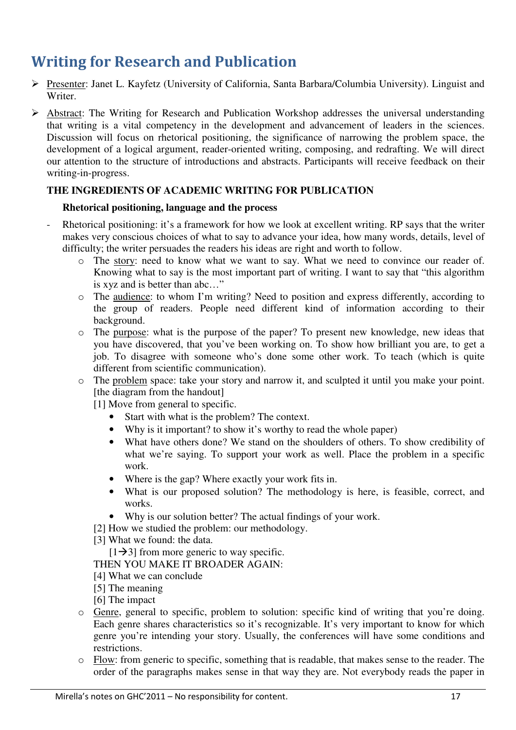# Writing for Research and Publication

- Presenter: Janet L. Kayfetz (University of California, Santa Barbara/Columbia University). Linguist and Writer.
- Abstract: The Writing for Research and Publication Workshop addresses the universal understanding that writing is a vital competency in the development and advancement of leaders in the sciences. Discussion will focus on rhetorical positioning, the significance of narrowing the problem space, the development of a logical argument, reader-oriented writing, composing, and redrafting. We will direct our attention to the structure of introductions and abstracts. Participants will receive feedback on their writing-in-progress.

**THE INGREDIENTS OF ACADEMIC WRITING FOR PUBLICATION**

**Rhetorical positioning, language and the process**

- Rhetorical positioning: it's a framework for how we look at excellent writing. RP says that the writer makes very conscious choices of what to say to advance your idea, how many words, details, level of difficulty; the writer persuades the readers his ideas are right and worth to follow.
  - The story: need to know what we want to say. What we need to convince our reader of. Knowing what to say is the most important part of writing. I want to say that "this algorithm is xyz and is better than abc…"
  - The audience: to whom I'm writing? Need to position and express differently, according to the group of readers. People need different kind of information according to their background.
  - The purpose: what is the purpose of the paper? To present new knowledge, new ideas that you have discovered, that you've been working on. To show how brilliant you are, to get a job. To disagree with someone who's done some other work. To teach (which is quite different from scientific communication).
  - The problem space: take your story and narrow it, and sculpted it until you make your point. [the diagram from the handout]

    [1] Move from general to specific.
    - Start with what is the problem? The context.
    - Why is it important? to show it's worthy to read the whole paper)
    - What have others done? We stand on the shoulders of others. To show credibility of what we're saying. To support your work as well. Place the problem in a specific work.
    - Where is the gap? Where exactly your work fits in.
    - What is our proposed solution? The methodology is here, is feasible, correct, and works.
    - Why is our solution better? The actual findings of your work.

    [2] How we studied the problem: our methodology.

    [3] What we found: the data.

    [1→3] from more generic to way specific.

    THEN YOU MAKE IT BROADER AGAIN:

    [4] What we can conclude

    [5] The meaning

    [6] The impact
  - Genre, general to specific, problem to solution: specific kind of writing that you're doing. Each genre shares characteristics so it's recognizable. It's very important to know for which genre you're intending your story. Usually, the conferences will have some conditions and restrictions.
  - Flow: from generic to specific, something that is readable, that makes sense to the reader. The order of the paragraphs makes sense in that way they are. Not everybody reads the paper in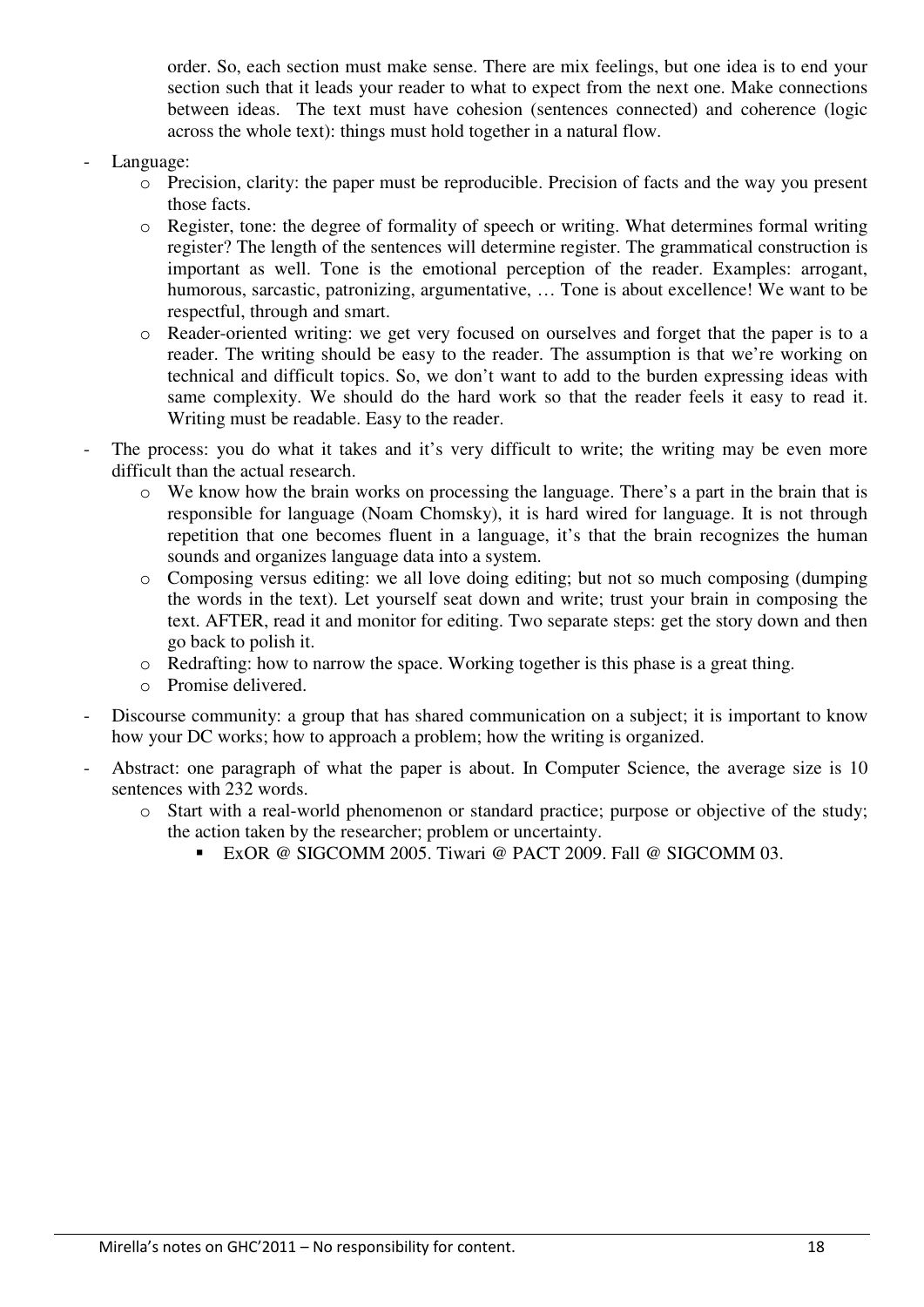order. So, each section must make sense. There are mix feelings, but one idea is to end your section such that it leads your reader to what to expect from the next one. Make connections between ideas. The text must have cohesion (sentences connected) and coherence (logic across the whole text): things must hold together in a natural flow.

- Language:
  - Precision, clarity: the paper must be reproducible. Precision of facts and the way you present those facts.
  - Register, tone: the degree of formality of speech or writing. What determines formal writing register? The length of the sentences will determine register. The grammatical construction is important as well. Tone is the emotional perception of the reader. Examples: arrogant, humorous, sarcastic, patronizing, argumentative, … Tone is about excellence! We want to be respectful, through and smart.
  - Reader-oriented writing: we get very focused on ourselves and forget that the paper is to a reader. The writing should be easy to the reader. The assumption is that we're working on technical and difficult topics. So, we don't want to add to the burden expressing ideas with same complexity. We should do the hard work so that the reader feels it easy to read it. Writing must be readable. Easy to the reader.
- The process: you do what it takes and it's very difficult to write; the writing may be even more difficult than the actual research.
  - We know how the brain works on processing the language. There's a part in the brain that is responsible for language (Noam Chomsky), it is hard wired for language. It is not through repetition that one becomes fluent in a language, it's that the brain recognizes the human sounds and organizes language data into a system.
  - Composing versus editing: we all love doing editing; but not so much composing (dumping the words in the text). Let yourself seat down and write; trust your brain in composing the text. AFTER, read it and monitor for editing. Two separate steps: get the story down and then go back to polish it.
  - Redrafting: how to narrow the space. Working together is this phase is a great thing.
  - Promise delivered.
- Discourse community: a group that has shared communication on a subject; it is important to know how your DC works; how to approach a problem; how the writing is organized.
- Abstract: one paragraph of what the paper is about. In Computer Science, the average size is 10 sentences with 232 words.
  - Start with a real-world phenomenon or standard practice; purpose or objective of the study; the action taken by the researcher; problem or uncertainty.
    - ExOR @ SIGCOMM 2005. Tiwari @ PACT 2009. Fall @ SIGCOMM 03.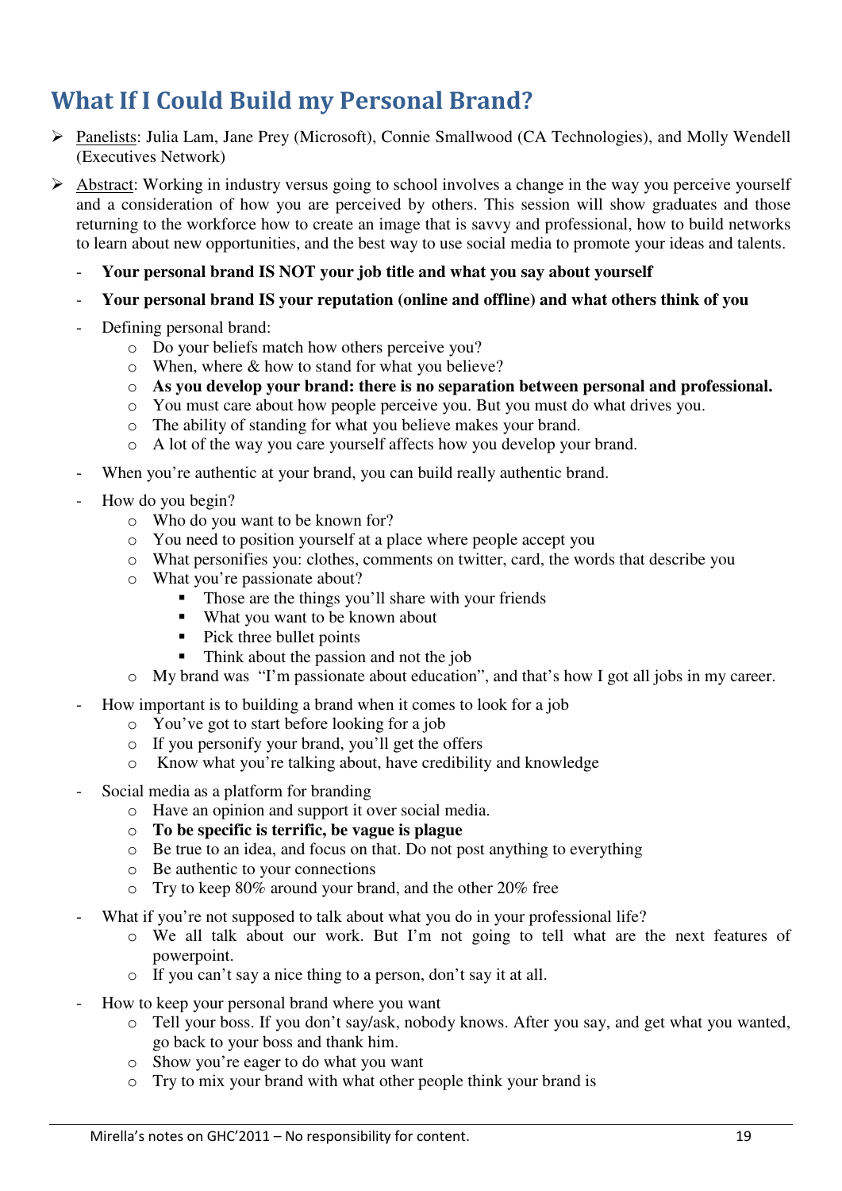# What If I Could Build my Personal Brand?

- Panelists: Julia Lam, Jane Prey (Microsoft), Connie Smallwood (CA Technologies), and Molly Wendell (Executives Network)
- Abstract: Working in industry versus going to school involves a change in the way you perceive yourself and a consideration of how you are perceived by others. This session will show graduates and those returning to the workforce how to create an image that is savvy and professional, how to build networks to learn about new opportunities, and the best way to use social media to promote your ideas and talents.
  - **Your personal brand IS NOT your job title and what you say about yourself**
  - **Your personal brand IS your reputation (online and offline) and what others think of you**
  - Defining personal brand:
    - Do your beliefs match how others perceive you?
    - When, where & how to stand for what you believe?
    - **As you develop your brand: there is no separation between personal and professional.**
    - You must care about how people perceive you. But you must do what drives you.
    - The ability of standing for what you believe makes your brand.
    - A lot of the way you care yourself affects how you develop your brand.
  - When you're authentic at your brand, you can build really authentic brand.
  - How do you begin?
    - Who do you want to be known for?
    - You need to position yourself at a place where people accept you
    - What personifies you: clothes, comments on twitter, card, the words that describe you
    - What you're passionate about?
      - Those are the things you'll share with your friends
      - What you want to be known about
      - Pick three bullet points
      - Think about the passion and not the job
    - My brand was "I'm passionate about education", and that's how I got all jobs in my career.
  - How important is to building a brand when it comes to look for a job
    - You've got to start before looking for a job
    - If you personify your brand, you'll get the offers
    - Know what you're talking about, have credibility and knowledge
  - Social media as a platform for branding
    - Have an opinion and support it over social media.
    - **To be specific is terrific, be vague is plague**
    - Be true to an idea, and focus on that. Do not post anything to everything
    - Be authentic to your connections
    - Try to keep 80% around your brand, and the other 20% free
  - What if you're not supposed to talk about what you do in your professional life?
    - We all talk about our work. But I'm not going to tell what are the next features of powerpoint.
    - If you can't say a nice thing to a person, don't say it at all.
  - How to keep your personal brand where you want
    - Tell your boss. If you don't say/ask, nobody knows. After you say, and get what you wanted, go back to your boss and thank him.
    - Show you're eager to do what you want
    - Try to mix your brand with what other people think your brand is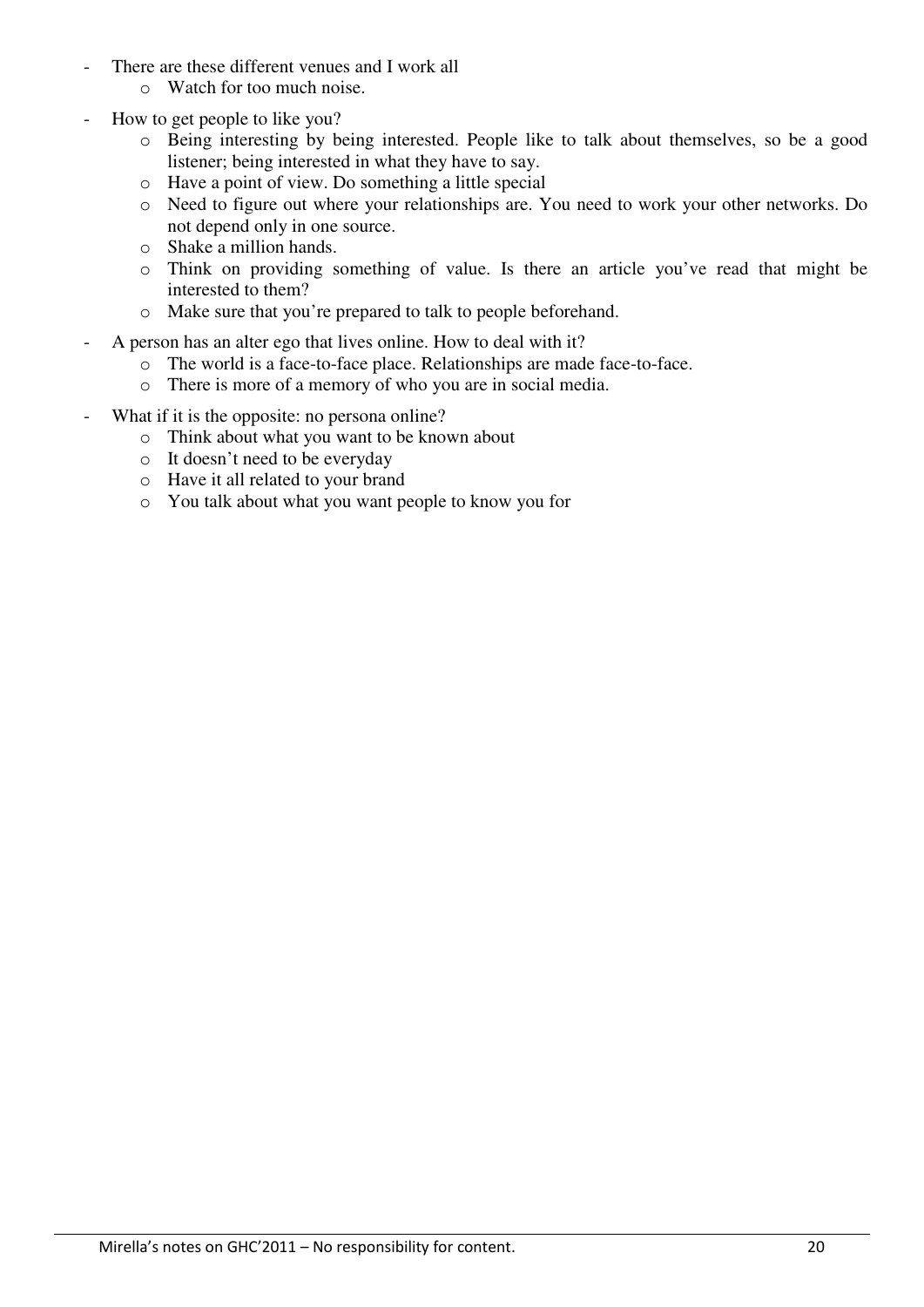- There are these different venues and I work all
  - Watch for too much noise.
- How to get people to like you?
  - Being interesting by being interested. People like to talk about themselves, so be a good listener; being interested in what they have to say.
  - Have a point of view. Do something a little special
  - Need to figure out where your relationships are. You need to work your other networks. Do not depend only in one source.
  - Shake a million hands.
  - Think on providing something of value. Is there an article you've read that might be interested to them?
  - Make sure that you're prepared to talk to people beforehand.
- A person has an alter ego that lives online. How to deal with it?
  - The world is a face-to-face place. Relationships are made face-to-face.
  - There is more of a memory of who you are in social media.
- What if it is the opposite: no persona online?
  - Think about what you want to be known about
  - It doesn't need to be everyday
  - Have it all related to your brand
  - You talk about what you want people to know you for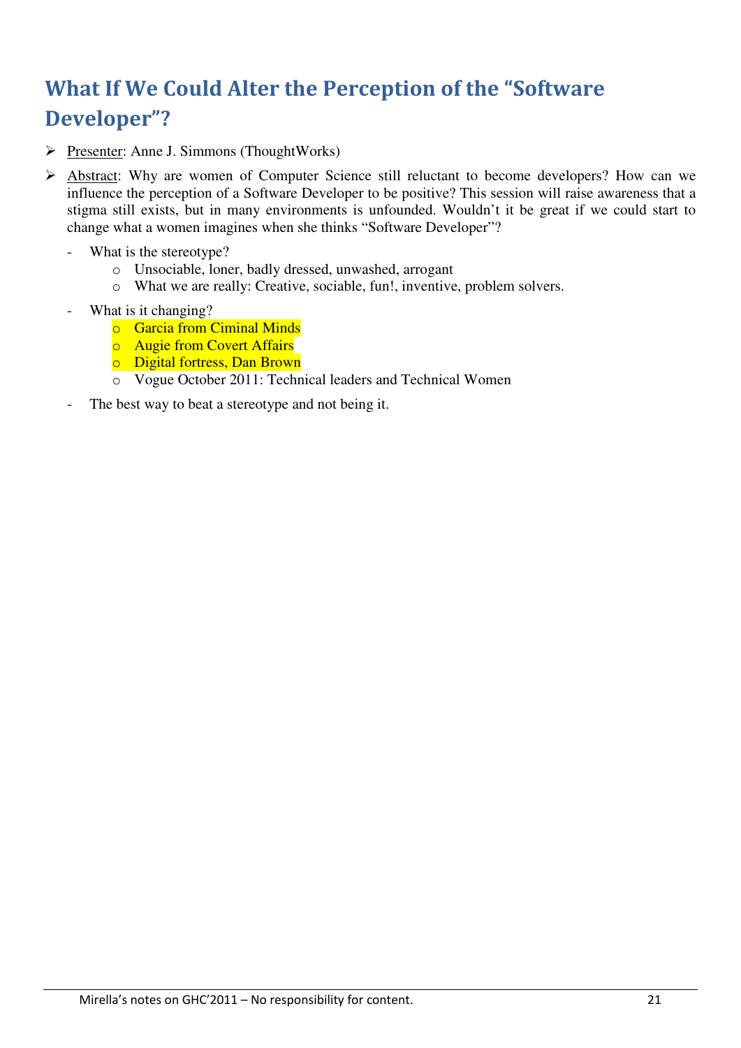## What If We Could Alter the Perception of the "Software Developer"?

- Presenter: Anne J. Simmons (ThoughtWorks)
- Abstract: Why are women of Computer Science still reluctant to become developers? How can we influence the perception of a Software Developer to be positive? This session will raise awareness that a stigma still exists, but in many environments is unfounded. Wouldn't it be great if we could start to change what a women imagines when she thinks "Software Developer"?
  - What is the stereotype?
    - Unsociable, loner, badly dressed, unwashed, arrogant
    - What we are really: Creative, sociable, fun!, inventive, problem solvers.
  - What is it changing?
    - Garcia from Ciminal Minds
    - Augie from Covert Affairs
    - Digital fortress, Dan Brown
    - Vogue October 2011: Technical leaders and Technical Women
  - The best way to beat a stereotype and not being it.